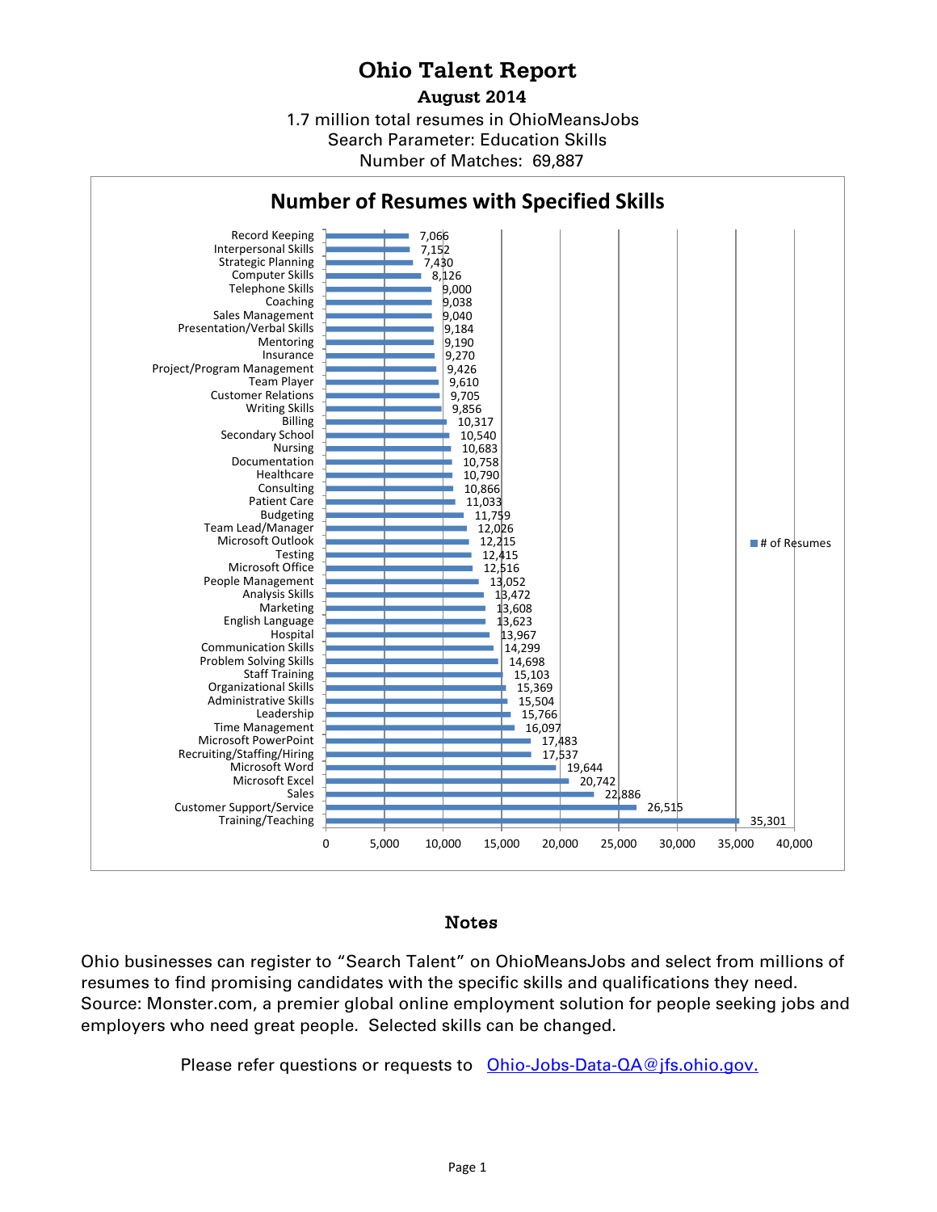# Ohio Talent Report

## August 2014

1.7 million total resumes in OhioMeansJobs
Search Parameter: Education Skills
Number of Matches: 69,887

### Number of Resumes with Specified Skills

| Skill | # of Resumes |
|---|---|
| Record Keeping | 7,066 |
| Interpersonal Skills | 7,152 |
| Strategic Planning | 7,430 |
| Computer Skills | 8,126 |
| Telephone Skills | 9,000 |
| Coaching | 9,038 |
| Sales Management | 9,040 |
| Presentation/Verbal Skills | 9,184 |
| Mentoring | 9,190 |
| Insurance | 9,270 |
| Project/Program Management | 9,426 |
| Team Player | 9,610 |
| Customer Relations | 9,705 |
| Writing Skills | 9,856 |
| Billing | 10,317 |
| Secondary School | 10,540 |
| Nursing | 10,683 |
| Documentation | 10,758 |
| Healthcare | 10,790 |
| Consulting | 10,866 |
| Patient Care | 11,033 |
| Budgeting | 11,759 |
| Team Lead/Manager | 12,026 |
| Microsoft Outlook | 12,215 |
| Testing | 12,415 |
| Microsoft Office | 12,516 |
| People Management | 13,052 |
| Analysis Skills | 13,472 |
| Marketing | 13,608 |
| English Language | 13,623 |
| Hospital | 13,967 |
| Communication Skills | 14,299 |
| Problem Solving Skills | 14,698 |
| Staff Training | 15,103 |
| Organizational Skills | 15,369 |
| Administrative Skills | 15,504 |
| Leadership | 15,766 |
| Time Management | 16,097 |
| Microsoft PowerPoint | 17,483 |
| Recruiting/Staffing/Hiring | 17,537 |
| Microsoft Word | 19,644 |
| Microsoft Excel | 20,742 |
| Sales | 22,886 |
| Customer Support/Service | 26,515 |
| Training/Teaching | 35,301 |

## Notes

Ohio businesses can register to "Search Talent" on OhioMeansJobs and select from millions of resumes to find promising candidates with the specific skills and qualifications they need. Source: Monster.com, a premier global online employment solution for people seeking jobs and employers who need great people. Selected skills can be changed.

Please refer questions or requests to [Ohio-Jobs-Data-QA@jfs.ohio.gov.](mailto:Ohio-Jobs-Data-QA@jfs.ohio.gov)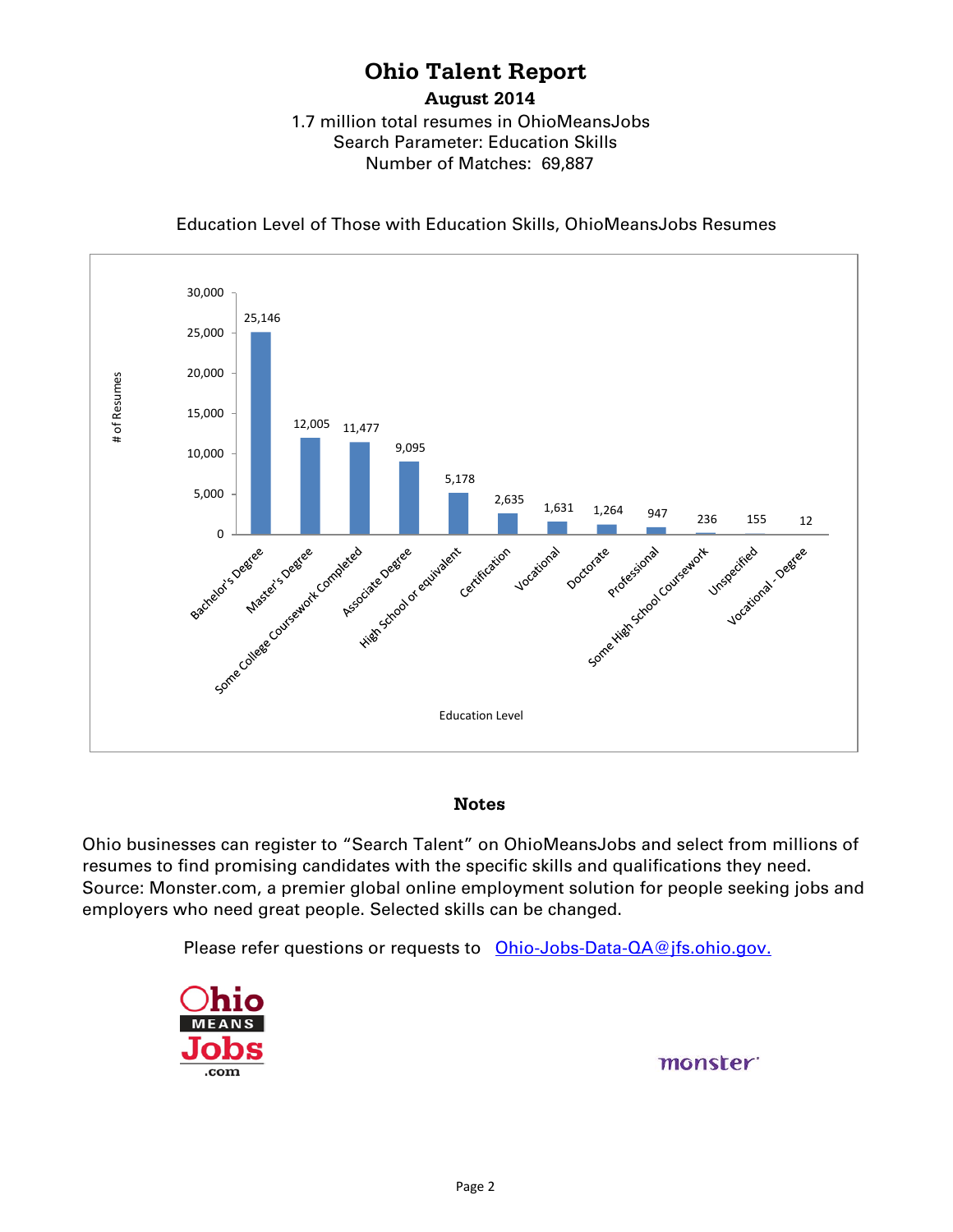# Ohio Talent Report

**August 2014**

1.7 million total resumes in OhioMeansJobs
Search Parameter: Education Skills
Number of Matches: 69,887

Education Level of Those with Education Skills, OhioMeansJobs Resumes

# of Resumes

30,000
25,000
20,000
15,000
10,000
5,000
0

25,146
12,005
11,477
9,095
5,178
2,635
1,631
1,264
947
236
155
12

Bachelor's Degree
Master's Degree
Some College Coursework Completed
Associate Degree
High School or equivalent
Certification
Vocational
Doctorate
Professional
Some High School Coursework
Unspecified
Vocational - Degree

Education Level

## Notes

Ohio businesses can register to "Search Talent" on OhioMeansJobs and select from millions of resumes to find promising candidates with the specific skills and qualifications they need. Source: Monster.com, a premier global online employment solution for people seeking jobs and employers who need great people. Selected skills can be changed.

Please refer questions or requests to Ohio-Jobs-Data-QA@jfs.ohio.gov.

Ohio MEANS Jobs .com

monster